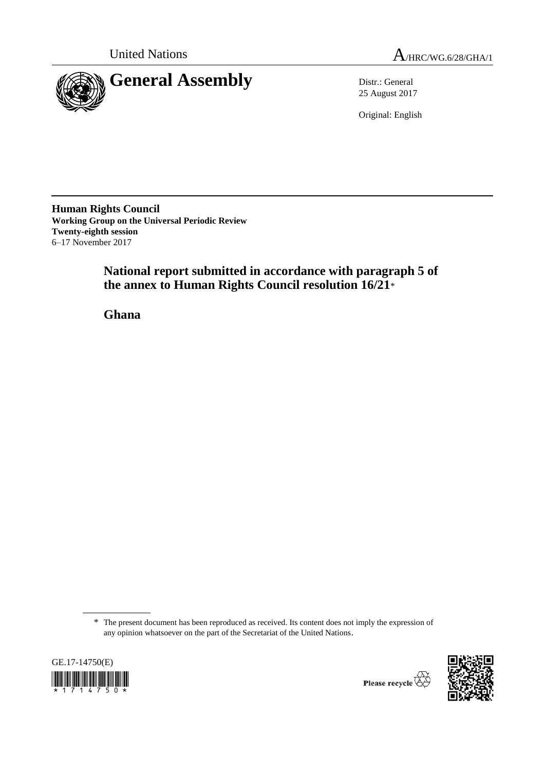United Nations

A/HRC/WG.6/28/GHA/1

# General Assembly

Distr.: General
25 August 2017

Original: English

**Human Rights Council**
**Working Group on the Universal Periodic Review**
**Twenty-eighth session**
6–17 November 2017

## National report submitted in accordance with paragraph 5 of the annex to Human Rights Council resolution 16/21*

## Ghana

\* The present document has been reproduced as received. Its content does not imply the expression of any opinion whatsoever on the part of the Secretariat of the United Nations.

GE.17-14750(E)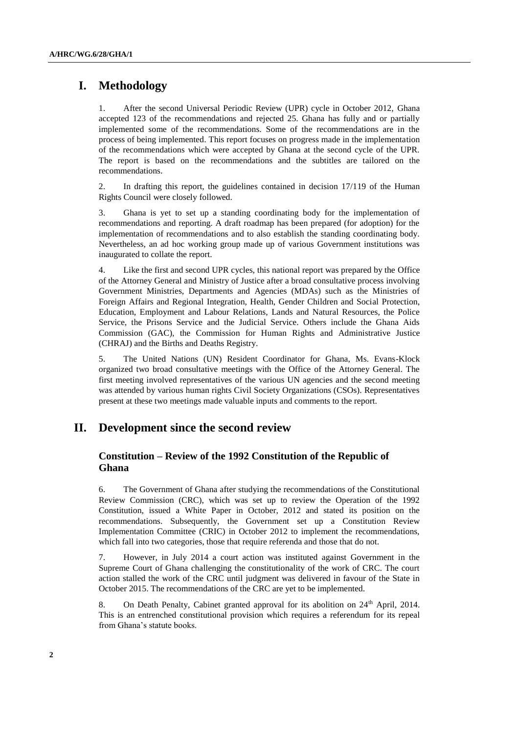# I. Methodology

1. After the second Universal Periodic Review (UPR) cycle in October 2012, Ghana accepted 123 of the recommendations and rejected 25. Ghana has fully and or partially implemented some of the recommendations. Some of the recommendations are in the process of being implemented. This report focuses on progress made in the implementation of the recommendations which were accepted by Ghana at the second cycle of the UPR. The report is based on the recommendations and the subtitles are tailored on the recommendations.

2. In drafting this report, the guidelines contained in decision 17/119 of the Human Rights Council were closely followed.

3. Ghana is yet to set up a standing coordinating body for the implementation of recommendations and reporting. A draft roadmap has been prepared (for adoption) for the implementation of recommendations and to also establish the standing coordinating body. Nevertheless, an ad hoc working group made up of various Government institutions was inaugurated to collate the report.

4. Like the first and second UPR cycles, this national report was prepared by the Office of the Attorney General and Ministry of Justice after a broad consultative process involving Government Ministries, Departments and Agencies (MDAs) such as the Ministries of Foreign Affairs and Regional Integration, Health, Gender Children and Social Protection, Education, Employment and Labour Relations, Lands and Natural Resources, the Police Service, the Prisons Service and the Judicial Service. Others include the Ghana Aids Commission (GAC), the Commission for Human Rights and Administrative Justice (CHRAJ) and the Births and Deaths Registry.

5. The United Nations (UN) Resident Coordinator for Ghana, Ms. Evans-Klock organized two broad consultative meetings with the Office of the Attorney General. The first meeting involved representatives of the various UN agencies and the second meeting was attended by various human rights Civil Society Organizations (CSOs). Representatives present at these two meetings made valuable inputs and comments to the report.

# II. Development since the second review

## Constitution – Review of the 1992 Constitution of the Republic of Ghana

6. The Government of Ghana after studying the recommendations of the Constitutional Review Commission (CRC), which was set up to review the Operation of the 1992 Constitution, issued a White Paper in October, 2012 and stated its position on the recommendations. Subsequently, the Government set up a Constitution Review Implementation Committee (CRIC) in October 2012 to implement the recommendations, which fall into two categories, those that require referenda and those that do not.

7. However, in July 2014 a court action was instituted against Government in the Supreme Court of Ghana challenging the constitutionality of the work of CRC. The court action stalled the work of the CRC until judgment was delivered in favour of the State in October 2015. The recommendations of the CRC are yet to be implemented.

8. On Death Penalty, Cabinet granted approval for its abolition on 24th April, 2014. This is an entrenched constitutional provision which requires a referendum for its repeal from Ghana's statute books.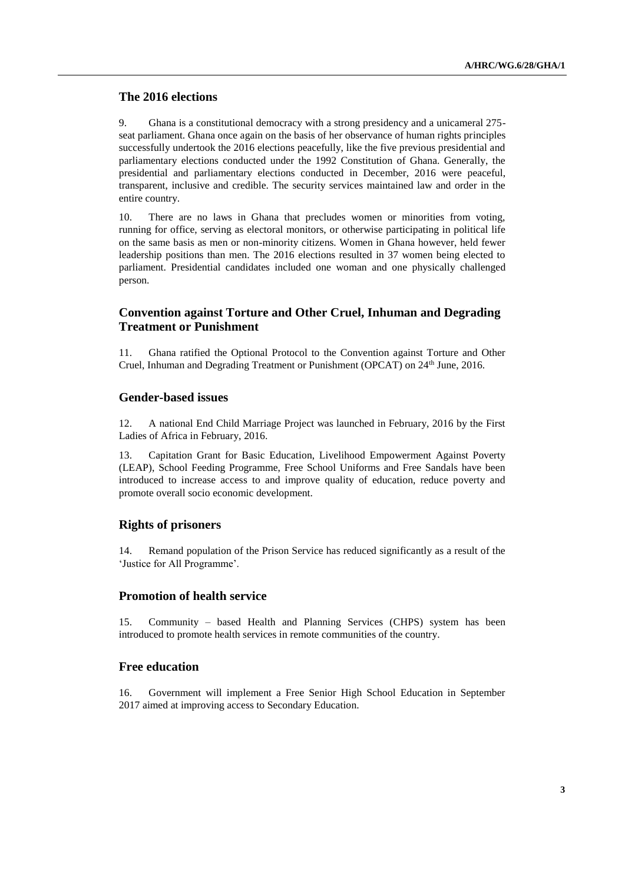## The 2016 elections

9. Ghana is a constitutional democracy with a strong presidency and a unicameral 275-seat parliament. Ghana once again on the basis of her observance of human rights principles successfully undertook the 2016 elections peacefully, like the five previous presidential and parliamentary elections conducted under the 1992 Constitution of Ghana. Generally, the presidential and parliamentary elections conducted in December, 2016 were peaceful, transparent, inclusive and credible. The security services maintained law and order in the entire country.

10. There are no laws in Ghana that precludes women or minorities from voting, running for office, serving as electoral monitors, or otherwise participating in political life on the same basis as men or non-minority citizens. Women in Ghana however, held fewer leadership positions than men. The 2016 elections resulted in 37 women being elected to parliament. Presidential candidates included one woman and one physically challenged person.

## Convention against Torture and Other Cruel, Inhuman and Degrading Treatment or Punishment

11. Ghana ratified the Optional Protocol to the Convention against Torture and Other Cruel, Inhuman and Degrading Treatment or Punishment (OPCAT) on 24th June, 2016.

## Gender-based issues

12. A national End Child Marriage Project was launched in February, 2016 by the First Ladies of Africa in February, 2016.

13. Capitation Grant for Basic Education, Livelihood Empowerment Against Poverty (LEAP), School Feeding Programme, Free School Uniforms and Free Sandals have been introduced to increase access to and improve quality of education, reduce poverty and promote overall socio economic development.

## Rights of prisoners

14. Remand population of the Prison Service has reduced significantly as a result of the 'Justice for All Programme'.

## Promotion of health service

15. Community – based Health and Planning Services (CHPS) system has been introduced to promote health services in remote communities of the country.

## Free education

16. Government will implement a Free Senior High School Education in September 2017 aimed at improving access to Secondary Education.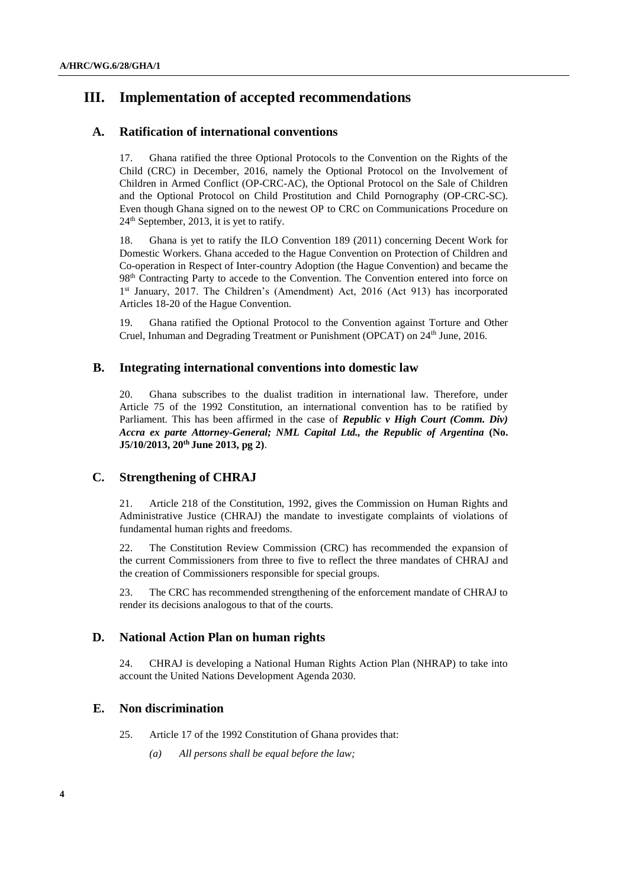# III. Implementation of accepted recommendations

## A. Ratification of international conventions

17. Ghana ratified the three Optional Protocols to the Convention on the Rights of the Child (CRC) in December, 2016, namely the Optional Protocol on the Involvement of Children in Armed Conflict (OP-CRC-AC), the Optional Protocol on the Sale of Children and the Optional Protocol on Child Prostitution and Child Pornography (OP-CRC-SC). Even though Ghana signed on to the newest OP to CRC on Communications Procedure on 24th September, 2013, it is yet to ratify.

18. Ghana is yet to ratify the ILO Convention 189 (2011) concerning Decent Work for Domestic Workers. Ghana acceded to the Hague Convention on Protection of Children and Co-operation in Respect of Inter-country Adoption (the Hague Convention) and became the 98th Contracting Party to accede to the Convention. The Convention entered into force on 1st January, 2017. The Children's (Amendment) Act, 2016 (Act 913) has incorporated Articles 18-20 of the Hague Convention.

19. Ghana ratified the Optional Protocol to the Convention against Torture and Other Cruel, Inhuman and Degrading Treatment or Punishment (OPCAT) on 24th June, 2016.

## B. Integrating international conventions into domestic law

20. Ghana subscribes to the dualist tradition in international law. Therefore, under Article 75 of the 1992 Constitution, an international convention has to be ratified by Parliament. This has been affirmed in the case of ***Republic v High Court (Comm. Div) Accra ex parte Attorney-General; NML Capital Ltd., the Republic of Argentina*** **(No. J5/10/2013, 20th June 2013, pg 2)**.

## C. Strengthening of CHRAJ

21. Article 218 of the Constitution, 1992, gives the Commission on Human Rights and Administrative Justice (CHRAJ) the mandate to investigate complaints of violations of fundamental human rights and freedoms.

22. The Constitution Review Commission (CRC) has recommended the expansion of the current Commissioners from three to five to reflect the three mandates of CHRAJ and the creation of Commissioners responsible for special groups.

23. The CRC has recommended strengthening of the enforcement mandate of CHRAJ to render its decisions analogous to that of the courts.

## D. National Action Plan on human rights

24. CHRAJ is developing a National Human Rights Action Plan (NHRAP) to take into account the United Nations Development Agenda 2030.

## E. Non discrimination

25. Article 17 of the 1992 Constitution of Ghana provides that:

*(a) All persons shall be equal before the law;*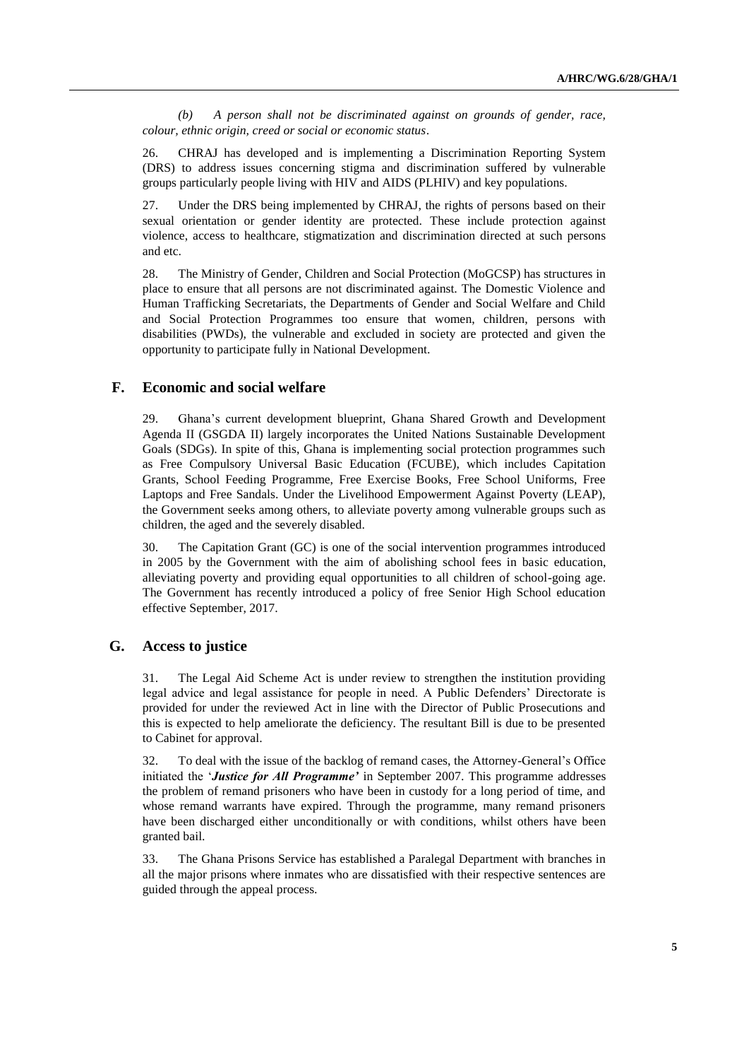*(b) A person shall not be discriminated against on grounds of gender, race, colour, ethnic origin, creed or social or economic status*.

26. CHRAJ has developed and is implementing a Discrimination Reporting System (DRS) to address issues concerning stigma and discrimination suffered by vulnerable groups particularly people living with HIV and AIDS (PLHIV) and key populations.

27. Under the DRS being implemented by CHRAJ, the rights of persons based on their sexual orientation or gender identity are protected. These include protection against violence, access to healthcare, stigmatization and discrimination directed at such persons and etc.

28. The Ministry of Gender, Children and Social Protection (MoGCSP) has structures in place to ensure that all persons are not discriminated against. The Domestic Violence and Human Trafficking Secretariats, the Departments of Gender and Social Welfare and Child and Social Protection Programmes too ensure that women, children, persons with disabilities (PWDs), the vulnerable and excluded in society are protected and given the opportunity to participate fully in National Development.

## F. Economic and social welfare

29. Ghana's current development blueprint, Ghana Shared Growth and Development Agenda II (GSGDA II) largely incorporates the United Nations Sustainable Development Goals (SDGs). In spite of this, Ghana is implementing social protection programmes such as Free Compulsory Universal Basic Education (FCUBE), which includes Capitation Grants, School Feeding Programme, Free Exercise Books, Free School Uniforms, Free Laptops and Free Sandals. Under the Livelihood Empowerment Against Poverty (LEAP), the Government seeks among others, to alleviate poverty among vulnerable groups such as children, the aged and the severely disabled.

30. The Capitation Grant (GC) is one of the social intervention programmes introduced in 2005 by the Government with the aim of abolishing school fees in basic education, alleviating poverty and providing equal opportunities to all children of school-going age. The Government has recently introduced a policy of free Senior High School education effective September, 2017.

## G. Access to justice

31. The Legal Aid Scheme Act is under review to strengthen the institution providing legal advice and legal assistance for people in need. A Public Defenders' Directorate is provided for under the reviewed Act in line with the Director of Public Prosecutions and this is expected to help ameliorate the deficiency. The resultant Bill is due to be presented to Cabinet for approval.

32. To deal with the issue of the backlog of remand cases, the Attorney-General's Office initiated the '***Justice for All Programme'*** in September 2007. This programme addresses the problem of remand prisoners who have been in custody for a long period of time, and whose remand warrants have expired. Through the programme, many remand prisoners have been discharged either unconditionally or with conditions, whilst others have been granted bail.

33. The Ghana Prisons Service has established a Paralegal Department with branches in all the major prisons where inmates who are dissatisfied with their respective sentences are guided through the appeal process.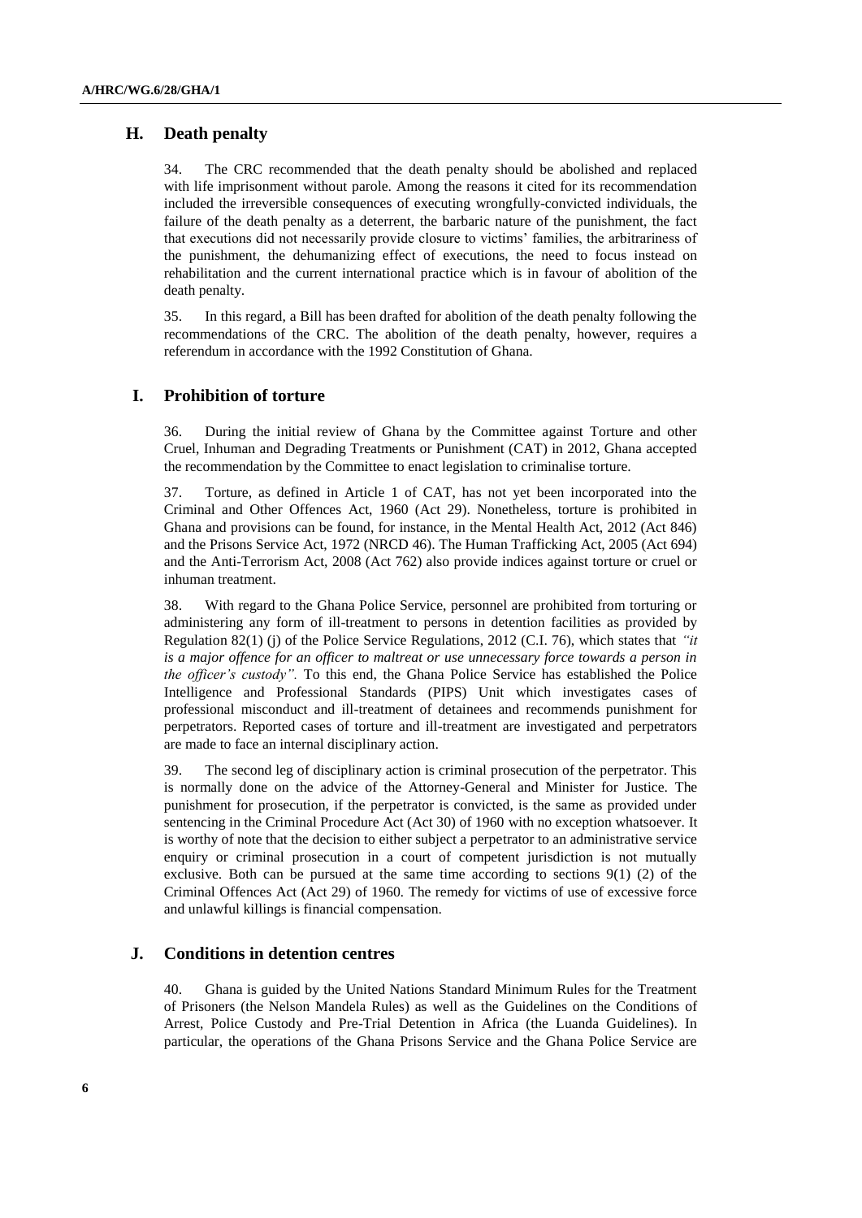## H. Death penalty

34. The CRC recommended that the death penalty should be abolished and replaced with life imprisonment without parole. Among the reasons it cited for its recommendation included the irreversible consequences of executing wrongfully-convicted individuals, the failure of the death penalty as a deterrent, the barbaric nature of the punishment, the fact that executions did not necessarily provide closure to victims' families, the arbitrariness of the punishment, the dehumanizing effect of executions, the need to focus instead on rehabilitation and the current international practice which is in favour of abolition of the death penalty.

35. In this regard, a Bill has been drafted for abolition of the death penalty following the recommendations of the CRC. The abolition of the death penalty, however, requires a referendum in accordance with the 1992 Constitution of Ghana.

## I. Prohibition of torture

36. During the initial review of Ghana by the Committee against Torture and other Cruel, Inhuman and Degrading Treatments or Punishment (CAT) in 2012, Ghana accepted the recommendation by the Committee to enact legislation to criminalise torture.

37. Torture, as defined in Article 1 of CAT, has not yet been incorporated into the Criminal and Other Offences Act, 1960 (Act 29). Nonetheless, torture is prohibited in Ghana and provisions can be found, for instance, in the Mental Health Act, 2012 (Act 846) and the Prisons Service Act, 1972 (NRCD 46). The Human Trafficking Act, 2005 (Act 694) and the Anti-Terrorism Act, 2008 (Act 762) also provide indices against torture or cruel or inhuman treatment.

38. With regard to the Ghana Police Service, personnel are prohibited from torturing or administering any form of ill-treatment to persons in detention facilities as provided by Regulation 82(1) (j) of the Police Service Regulations, 2012 (C.I. 76), which states that *"it is a major offence for an officer to maltreat or use unnecessary force towards a person in the officer's custody"*. To this end, the Ghana Police Service has established the Police Intelligence and Professional Standards (PIPS) Unit which investigates cases of professional misconduct and ill-treatment of detainees and recommends punishment for perpetrators. Reported cases of torture and ill-treatment are investigated and perpetrators are made to face an internal disciplinary action.

39. The second leg of disciplinary action is criminal prosecution of the perpetrator. This is normally done on the advice of the Attorney-General and Minister for Justice. The punishment for prosecution, if the perpetrator is convicted, is the same as provided under sentencing in the Criminal Procedure Act (Act 30) of 1960 with no exception whatsoever. It is worthy of note that the decision to either subject a perpetrator to an administrative service enquiry or criminal prosecution in a court of competent jurisdiction is not mutually exclusive. Both can be pursued at the same time according to sections 9(1) (2) of the Criminal Offences Act (Act 29) of 1960. The remedy for victims of use of excessive force and unlawful killings is financial compensation.

## J. Conditions in detention centres

40. Ghana is guided by the United Nations Standard Minimum Rules for the Treatment of Prisoners (the Nelson Mandela Rules) as well as the Guidelines on the Conditions of Arrest, Police Custody and Pre-Trial Detention in Africa (the Luanda Guidelines). In particular, the operations of the Ghana Prisons Service and the Ghana Police Service are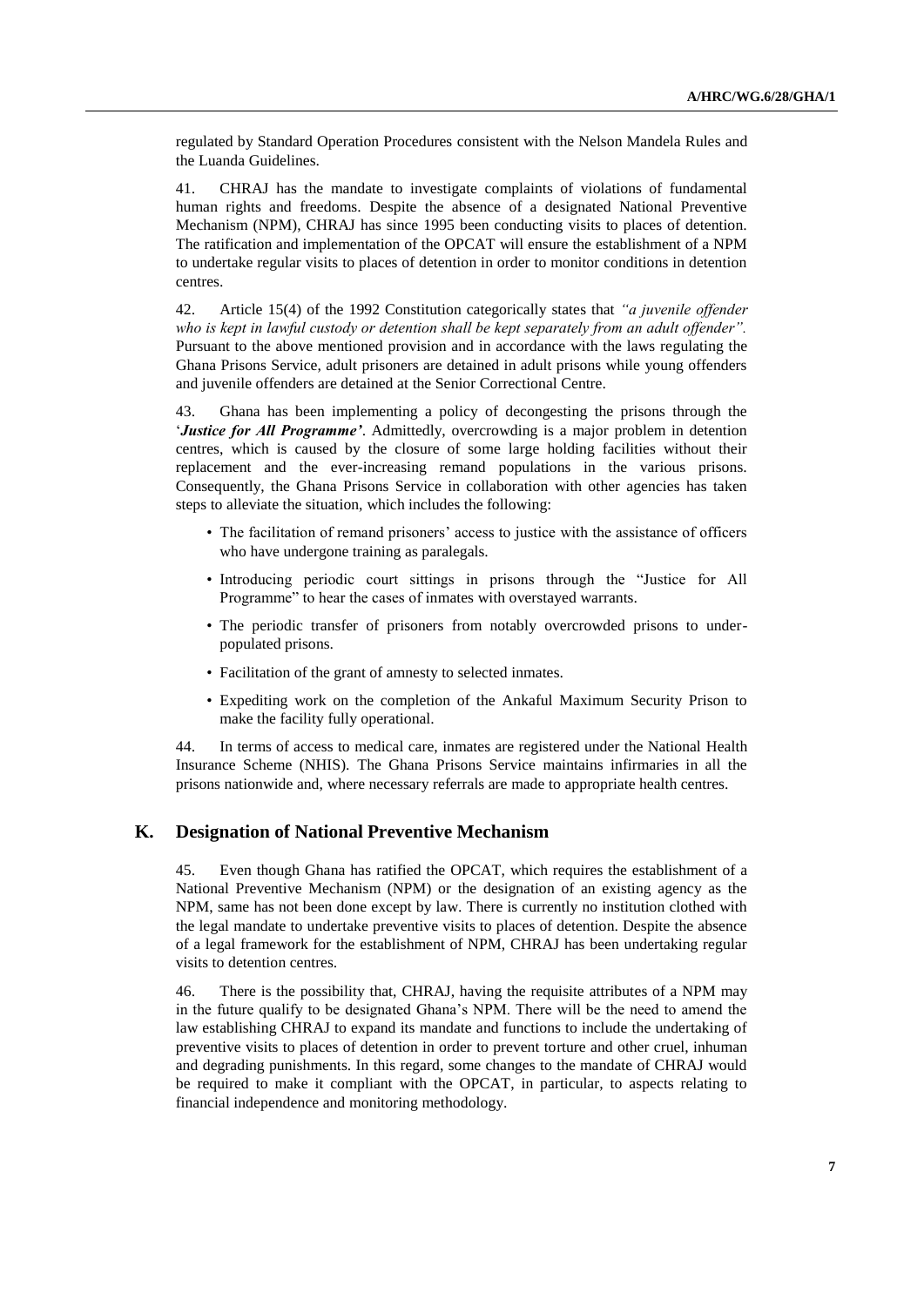regulated by Standard Operation Procedures consistent with the Nelson Mandela Rules and the Luanda Guidelines.

41. CHRAJ has the mandate to investigate complaints of violations of fundamental human rights and freedoms. Despite the absence of a designated National Preventive Mechanism (NPM), CHRAJ has since 1995 been conducting visits to places of detention. The ratification and implementation of the OPCAT will ensure the establishment of a NPM to undertake regular visits to places of detention in order to monitor conditions in detention centres.

42. Article 15(4) of the 1992 Constitution categorically states that *"a juvenile offender who is kept in lawful custody or detention shall be kept separately from an adult offender".* Pursuant to the above mentioned provision and in accordance with the laws regulating the Ghana Prisons Service, adult prisoners are detained in adult prisons while young offenders and juvenile offenders are detained at the Senior Correctional Centre.

43. Ghana has been implementing a policy of decongesting the prisons through the '***Justice for All Programme'***. Admittedly, overcrowding is a major problem in detention centres, which is caused by the closure of some large holding facilities without their replacement and the ever-increasing remand populations in the various prisons. Consequently, the Ghana Prisons Service in collaboration with other agencies has taken steps to alleviate the situation, which includes the following:

- The facilitation of remand prisoners' access to justice with the assistance of officers who have undergone training as paralegals.
- Introducing periodic court sittings in prisons through the "Justice for All Programme" to hear the cases of inmates with overstayed warrants.
- The periodic transfer of prisoners from notably overcrowded prisons to under-populated prisons.
- Facilitation of the grant of amnesty to selected inmates.
- Expediting work on the completion of the Ankaful Maximum Security Prison to make the facility fully operational.

44. In terms of access to medical care, inmates are registered under the National Health Insurance Scheme (NHIS). The Ghana Prisons Service maintains infirmaries in all the prisons nationwide and, where necessary referrals are made to appropriate health centres.

## K. Designation of National Preventive Mechanism

45. Even though Ghana has ratified the OPCAT, which requires the establishment of a National Preventive Mechanism (NPM) or the designation of an existing agency as the NPM, same has not been done except by law. There is currently no institution clothed with the legal mandate to undertake preventive visits to places of detention. Despite the absence of a legal framework for the establishment of NPM, CHRAJ has been undertaking regular visits to detention centres.

46. There is the possibility that, CHRAJ, having the requisite attributes of a NPM may in the future qualify to be designated Ghana's NPM. There will be the need to amend the law establishing CHRAJ to expand its mandate and functions to include the undertaking of preventive visits to places of detention in order to prevent torture and other cruel, inhuman and degrading punishments. In this regard, some changes to the mandate of CHRAJ would be required to make it compliant with the OPCAT, in particular, to aspects relating to financial independence and monitoring methodology.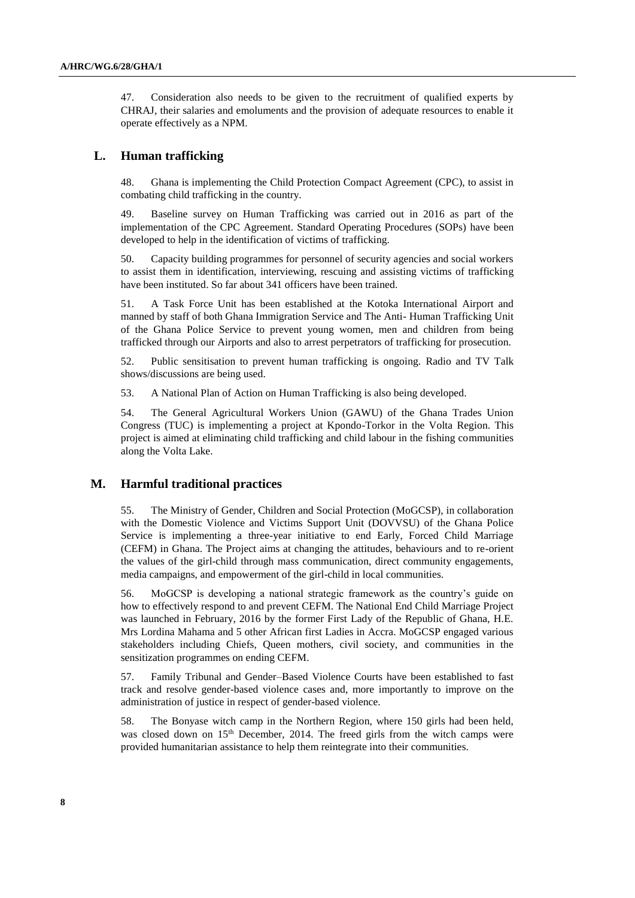47. Consideration also needs to be given to the recruitment of qualified experts by CHRAJ, their salaries and emoluments and the provision of adequate resources to enable it operate effectively as a NPM.

## L. Human trafficking

48. Ghana is implementing the Child Protection Compact Agreement (CPC), to assist in combating child trafficking in the country.

49. Baseline survey on Human Trafficking was carried out in 2016 as part of the implementation of the CPC Agreement. Standard Operating Procedures (SOPs) have been developed to help in the identification of victims of trafficking.

50. Capacity building programmes for personnel of security agencies and social workers to assist them in identification, interviewing, rescuing and assisting victims of trafficking have been instituted. So far about 341 officers have been trained.

51. A Task Force Unit has been established at the Kotoka International Airport and manned by staff of both Ghana Immigration Service and The Anti- Human Trafficking Unit of the Ghana Police Service to prevent young women, men and children from being trafficked through our Airports and also to arrest perpetrators of trafficking for prosecution.

52. Public sensitisation to prevent human trafficking is ongoing. Radio and TV Talk shows/discussions are being used.

53. A National Plan of Action on Human Trafficking is also being developed.

54. The General Agricultural Workers Union (GAWU) of the Ghana Trades Union Congress (TUC) is implementing a project at Kpondo-Torkor in the Volta Region. This project is aimed at eliminating child trafficking and child labour in the fishing communities along the Volta Lake.

## M. Harmful traditional practices

55. The Ministry of Gender, Children and Social Protection (MoGCSP), in collaboration with the Domestic Violence and Victims Support Unit (DOVVSU) of the Ghana Police Service is implementing a three-year initiative to end Early, Forced Child Marriage (CEFM) in Ghana. The Project aims at changing the attitudes, behaviours and to re-orient the values of the girl-child through mass communication, direct community engagements, media campaigns, and empowerment of the girl-child in local communities.

56. MoGCSP is developing a national strategic framework as the country's guide on how to effectively respond to and prevent CEFM. The National End Child Marriage Project was launched in February, 2016 by the former First Lady of the Republic of Ghana, H.E. Mrs Lordina Mahama and 5 other African first Ladies in Accra. MoGCSP engaged various stakeholders including Chiefs, Queen mothers, civil society, and communities in the sensitization programmes on ending CEFM.

57. Family Tribunal and Gender–Based Violence Courts have been established to fast track and resolve gender-based violence cases and, more importantly to improve on the administration of justice in respect of gender-based violence.

58. The Bonyase witch camp in the Northern Region, where 150 girls had been held, was closed down on 15th December, 2014. The freed girls from the witch camps were provided humanitarian assistance to help them reintegrate into their communities.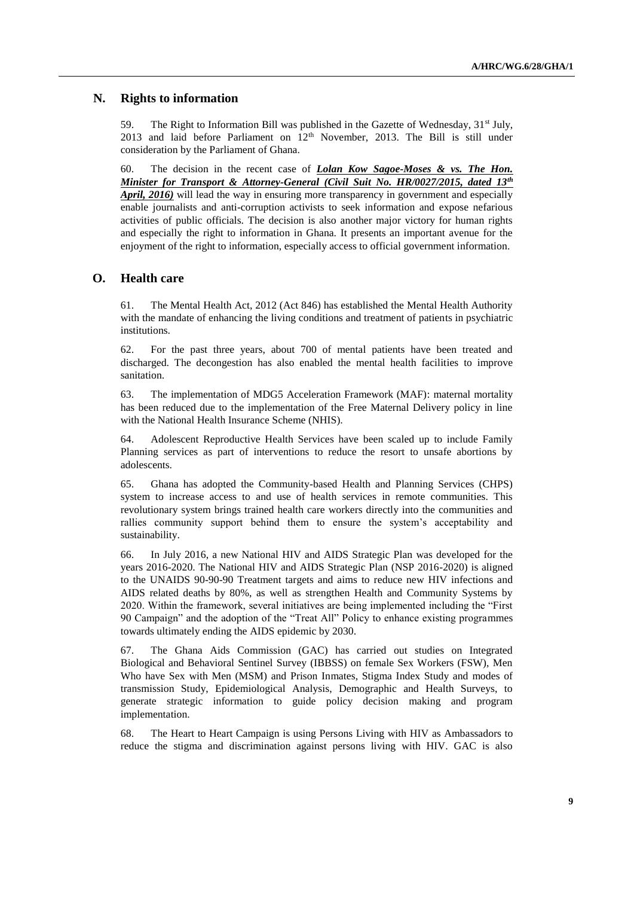## N. Rights to information

59. The Right to Information Bill was published in the Gazette of Wednesday, 31st July, 2013 and laid before Parliament on 12th November, 2013. The Bill is still under consideration by the Parliament of Ghana.

60. The decision in the recent case of ***Lolan Kow Sagoe-Moses & vs. The Hon. Minister for Transport & Attorney-General (Civil Suit No. HR/0027/2015, dated 13th April, 2016)*** will lead the way in ensuring more transparency in government and especially enable journalists and anti-corruption activists to seek information and expose nefarious activities of public officials. The decision is also another major victory for human rights and especially the right to information in Ghana. It presents an important avenue for the enjoyment of the right to information, especially access to official government information.

## O. Health care

61. The Mental Health Act, 2012 (Act 846) has established the Mental Health Authority with the mandate of enhancing the living conditions and treatment of patients in psychiatric institutions.

62. For the past three years, about 700 of mental patients have been treated and discharged. The decongestion has also enabled the mental health facilities to improve sanitation.

63. The implementation of MDG5 Acceleration Framework (MAF): maternal mortality has been reduced due to the implementation of the Free Maternal Delivery policy in line with the National Health Insurance Scheme (NHIS).

64. Adolescent Reproductive Health Services have been scaled up to include Family Planning services as part of interventions to reduce the resort to unsafe abortions by adolescents.

65. Ghana has adopted the Community-based Health and Planning Services (CHPS) system to increase access to and use of health services in remote communities. This revolutionary system brings trained health care workers directly into the communities and rallies community support behind them to ensure the system's acceptability and sustainability.

66. In July 2016, a new National HIV and AIDS Strategic Plan was developed for the years 2016-2020. The National HIV and AIDS Strategic Plan (NSP 2016-2020) is aligned to the UNAIDS 90-90-90 Treatment targets and aims to reduce new HIV infections and AIDS related deaths by 80%, as well as strengthen Health and Community Systems by 2020. Within the framework, several initiatives are being implemented including the "First 90 Campaign" and the adoption of the "Treat All" Policy to enhance existing programmes towards ultimately ending the AIDS epidemic by 2030.

67. The Ghana Aids Commission (GAC) has carried out studies on Integrated Biological and Behavioral Sentinel Survey (IBBSS) on female Sex Workers (FSW), Men Who have Sex with Men (MSM) and Prison Inmates, Stigma Index Study and modes of transmission Study, Epidemiological Analysis, Demographic and Health Surveys, to generate strategic information to guide policy decision making and program implementation.

68. The Heart to Heart Campaign is using Persons Living with HIV as Ambassadors to reduce the stigma and discrimination against persons living with HIV. GAC is also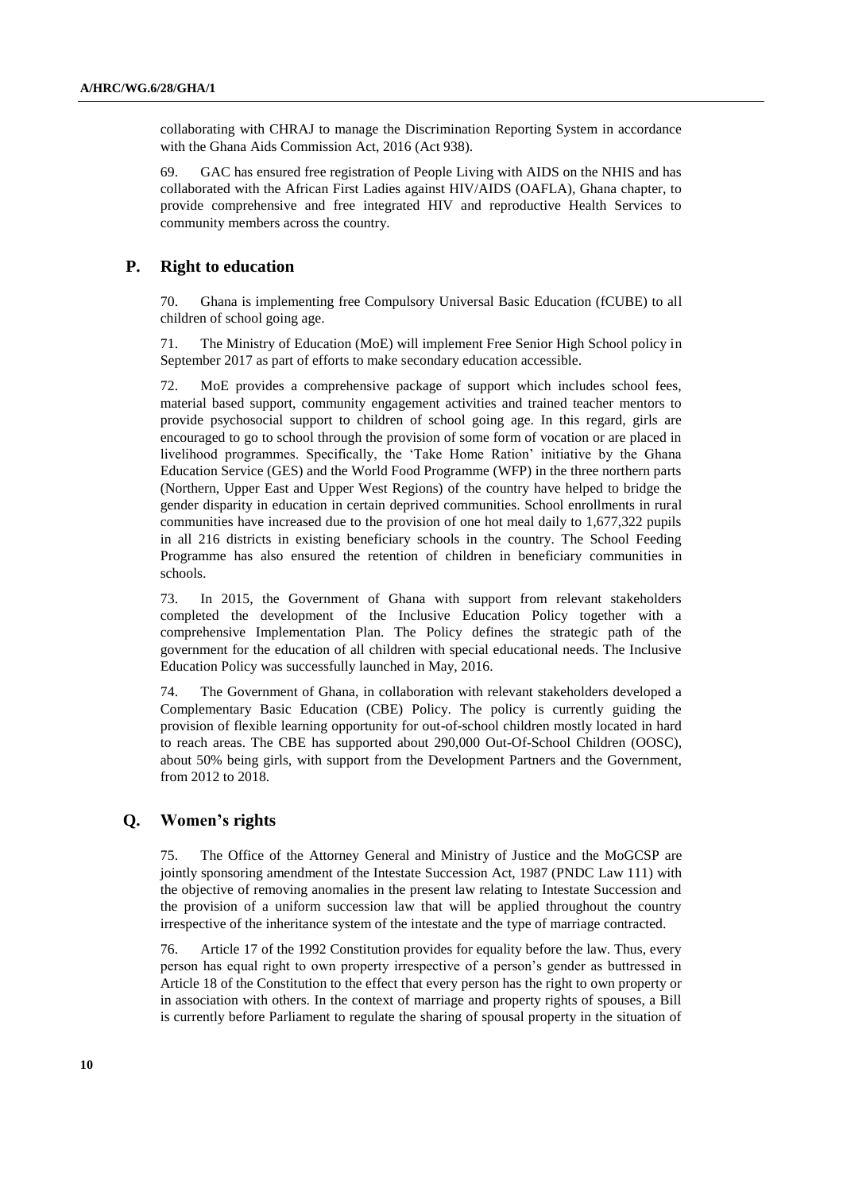collaborating with CHRAJ to manage the Discrimination Reporting System in accordance with the Ghana Aids Commission Act, 2016 (Act 938).

69. GAC has ensured free registration of People Living with AIDS on the NHIS and has collaborated with the African First Ladies against HIV/AIDS (OAFLA), Ghana chapter, to provide comprehensive and free integrated HIV and reproductive Health Services to community members across the country.

## P. Right to education

70. Ghana is implementing free Compulsory Universal Basic Education (fCUBE) to all children of school going age.

71. The Ministry of Education (MoE) will implement Free Senior High School policy in September 2017 as part of efforts to make secondary education accessible.

72. MoE provides a comprehensive package of support which includes school fees, material based support, community engagement activities and trained teacher mentors to provide psychosocial support to children of school going age. In this regard, girls are encouraged to go to school through the provision of some form of vocation or are placed in livelihood programmes. Specifically, the 'Take Home Ration' initiative by the Ghana Education Service (GES) and the World Food Programme (WFP) in the three northern parts (Northern, Upper East and Upper West Regions) of the country have helped to bridge the gender disparity in education in certain deprived communities. School enrollments in rural communities have increased due to the provision of one hot meal daily to 1,677,322 pupils in all 216 districts in existing beneficiary schools in the country. The School Feeding Programme has also ensured the retention of children in beneficiary communities in schools.

73. In 2015, the Government of Ghana with support from relevant stakeholders completed the development of the Inclusive Education Policy together with a comprehensive Implementation Plan. The Policy defines the strategic path of the government for the education of all children with special educational needs. The Inclusive Education Policy was successfully launched in May, 2016.

74. The Government of Ghana, in collaboration with relevant stakeholders developed a Complementary Basic Education (CBE) Policy. The policy is currently guiding the provision of flexible learning opportunity for out-of-school children mostly located in hard to reach areas. The CBE has supported about 290,000 Out-Of-School Children (OOSC), about 50% being girls, with support from the Development Partners and the Government, from 2012 to 2018.

## Q. Women's rights

75. The Office of the Attorney General and Ministry of Justice and the MoGCSP are jointly sponsoring amendment of the Intestate Succession Act, 1987 (PNDC Law 111) with the objective of removing anomalies in the present law relating to Intestate Succession and the provision of a uniform succession law that will be applied throughout the country irrespective of the inheritance system of the intestate and the type of marriage contracted.

76. Article 17 of the 1992 Constitution provides for equality before the law. Thus, every person has equal right to own property irrespective of a person's gender as buttressed in Article 18 of the Constitution to the effect that every person has the right to own property or in association with others. In the context of marriage and property rights of spouses, a Bill is currently before Parliament to regulate the sharing of spousal property in the situation of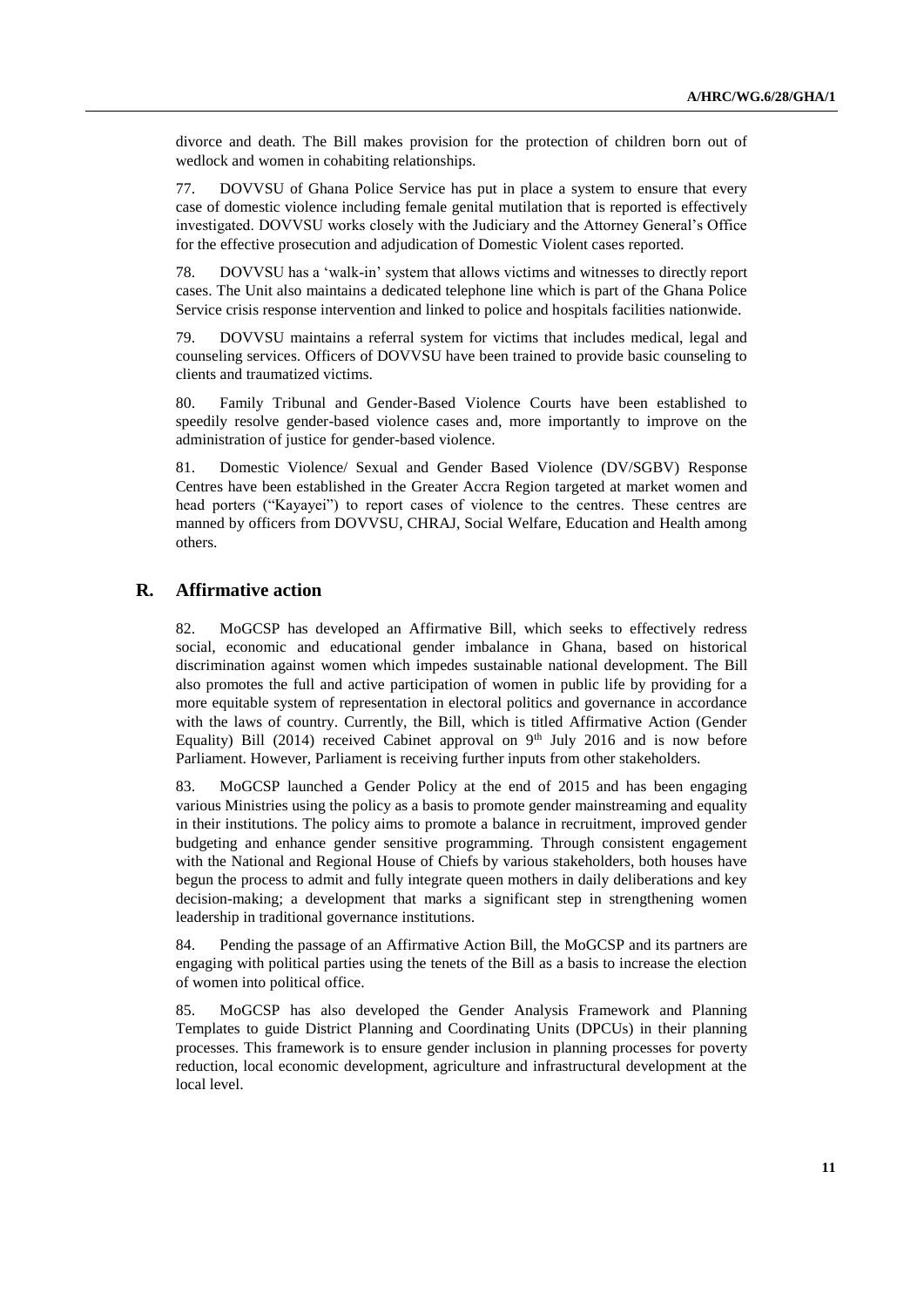divorce and death. The Bill makes provision for the protection of children born out of wedlock and women in cohabiting relationships.

77. DOVVSU of Ghana Police Service has put in place a system to ensure that every case of domestic violence including female genital mutilation that is reported is effectively investigated. DOVVSU works closely with the Judiciary and the Attorney General's Office for the effective prosecution and adjudication of Domestic Violent cases reported.

78. DOVVSU has a 'walk-in' system that allows victims and witnesses to directly report cases. The Unit also maintains a dedicated telephone line which is part of the Ghana Police Service crisis response intervention and linked to police and hospitals facilities nationwide.

79. DOVVSU maintains a referral system for victims that includes medical, legal and counseling services. Officers of DOVVSU have been trained to provide basic counseling to clients and traumatized victims.

80. Family Tribunal and Gender-Based Violence Courts have been established to speedily resolve gender-based violence cases and, more importantly to improve on the administration of justice for gender-based violence.

81. Domestic Violence/ Sexual and Gender Based Violence (DV/SGBV) Response Centres have been established in the Greater Accra Region targeted at market women and head porters ("Kayayei") to report cases of violence to the centres. These centres are manned by officers from DOVVSU, CHRAJ, Social Welfare, Education and Health among others.

## R. Affirmative action

82. MoGCSP has developed an Affirmative Bill, which seeks to effectively redress social, economic and educational gender imbalance in Ghana, based on historical discrimination against women which impedes sustainable national development. The Bill also promotes the full and active participation of women in public life by providing for a more equitable system of representation in electoral politics and governance in accordance with the laws of country. Currently, the Bill, which is titled Affirmative Action (Gender Equality) Bill (2014) received Cabinet approval on 9th July 2016 and is now before Parliament. However, Parliament is receiving further inputs from other stakeholders.

83. MoGCSP launched a Gender Policy at the end of 2015 and has been engaging various Ministries using the policy as a basis to promote gender mainstreaming and equality in their institutions. The policy aims to promote a balance in recruitment, improved gender budgeting and enhance gender sensitive programming. Through consistent engagement with the National and Regional House of Chiefs by various stakeholders, both houses have begun the process to admit and fully integrate queen mothers in daily deliberations and key decision-making; a development that marks a significant step in strengthening women leadership in traditional governance institutions.

84. Pending the passage of an Affirmative Action Bill, the MoGCSP and its partners are engaging with political parties using the tenets of the Bill as a basis to increase the election of women into political office.

85. MoGCSP has also developed the Gender Analysis Framework and Planning Templates to guide District Planning and Coordinating Units (DPCUs) in their planning processes. This framework is to ensure gender inclusion in planning processes for poverty reduction, local economic development, agriculture and infrastructural development at the local level.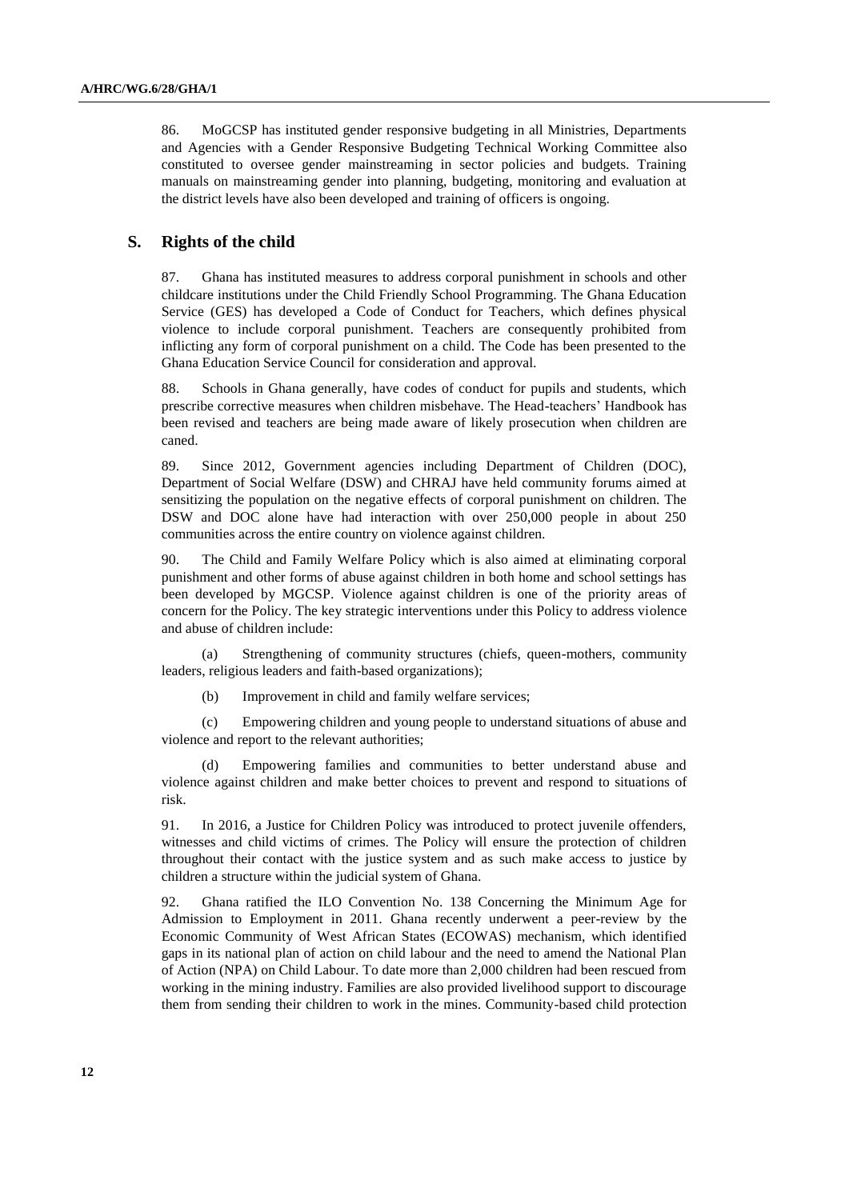86. MoGCSP has instituted gender responsive budgeting in all Ministries, Departments and Agencies with a Gender Responsive Budgeting Technical Working Committee also constituted to oversee gender mainstreaming in sector policies and budgets. Training manuals on mainstreaming gender into planning, budgeting, monitoring and evaluation at the district levels have also been developed and training of officers is ongoing.

## S. Rights of the child

87. Ghana has instituted measures to address corporal punishment in schools and other childcare institutions under the Child Friendly School Programming. The Ghana Education Service (GES) has developed a Code of Conduct for Teachers, which defines physical violence to include corporal punishment. Teachers are consequently prohibited from inflicting any form of corporal punishment on a child. The Code has been presented to the Ghana Education Service Council for consideration and approval.

88. Schools in Ghana generally, have codes of conduct for pupils and students, which prescribe corrective measures when children misbehave. The Head-teachers' Handbook has been revised and teachers are being made aware of likely prosecution when children are caned.

89. Since 2012, Government agencies including Department of Children (DOC), Department of Social Welfare (DSW) and CHRAJ have held community forums aimed at sensitizing the population on the negative effects of corporal punishment on children. The DSW and DOC alone have had interaction with over 250,000 people in about 250 communities across the entire country on violence against children.

90. The Child and Family Welfare Policy which is also aimed at eliminating corporal punishment and other forms of abuse against children in both home and school settings has been developed by MGCSP. Violence against children is one of the priority areas of concern for the Policy. The key strategic interventions under this Policy to address violence and abuse of children include:

(a) Strengthening of community structures (chiefs, queen-mothers, community leaders, religious leaders and faith-based organizations);

(b) Improvement in child and family welfare services;

(c) Empowering children and young people to understand situations of abuse and violence and report to the relevant authorities;

(d) Empowering families and communities to better understand abuse and violence against children and make better choices to prevent and respond to situations of risk.

91. In 2016, a Justice for Children Policy was introduced to protect juvenile offenders, witnesses and child victims of crimes. The Policy will ensure the protection of children throughout their contact with the justice system and as such make access to justice by children a structure within the judicial system of Ghana.

92. Ghana ratified the ILO Convention No. 138 Concerning the Minimum Age for Admission to Employment in 2011. Ghana recently underwent a peer-review by the Economic Community of West African States (ECOWAS) mechanism, which identified gaps in its national plan of action on child labour and the need to amend the National Plan of Action (NPA) on Child Labour. To date more than 2,000 children had been rescued from working in the mining industry. Families are also provided livelihood support to discourage them from sending their children to work in the mines. Community-based child protection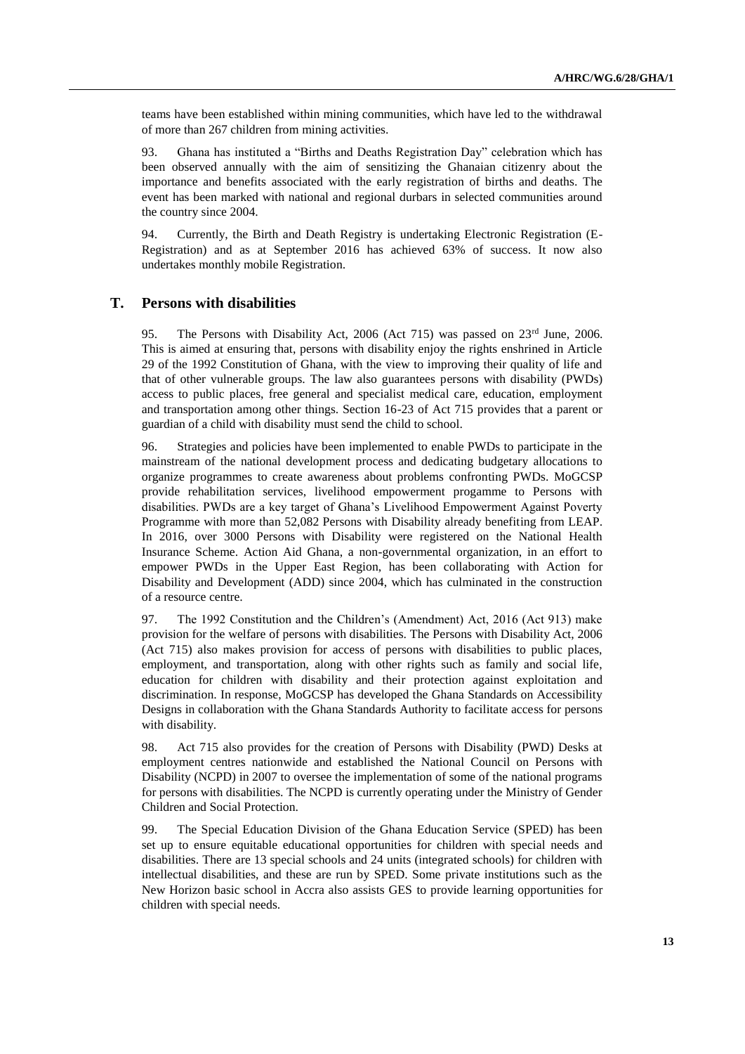teams have been established within mining communities, which have led to the withdrawal of more than 267 children from mining activities.

93. Ghana has instituted a "Births and Deaths Registration Day" celebration which has been observed annually with the aim of sensitizing the Ghanaian citizenry about the importance and benefits associated with the early registration of births and deaths. The event has been marked with national and regional durbars in selected communities around the country since 2004.

94. Currently, the Birth and Death Registry is undertaking Electronic Registration (E-Registration) and as at September 2016 has achieved 63% of success. It now also undertakes monthly mobile Registration.

## T. Persons with disabilities

95. The Persons with Disability Act, 2006 (Act 715) was passed on 23rd June, 2006. This is aimed at ensuring that, persons with disability enjoy the rights enshrined in Article 29 of the 1992 Constitution of Ghana, with the view to improving their quality of life and that of other vulnerable groups. The law also guarantees persons with disability (PWDs) access to public places, free general and specialist medical care, education, employment and transportation among other things. Section 16-23 of Act 715 provides that a parent or guardian of a child with disability must send the child to school.

96. Strategies and policies have been implemented to enable PWDs to participate in the mainstream of the national development process and dedicating budgetary allocations to organize programmes to create awareness about problems confronting PWDs. MoGCSP provide rehabilitation services, livelihood empowerment progamme to Persons with disabilities. PWDs are a key target of Ghana's Livelihood Empowerment Against Poverty Programme with more than 52,082 Persons with Disability already benefiting from LEAP. In 2016, over 3000 Persons with Disability were registered on the National Health Insurance Scheme. Action Aid Ghana, a non-governmental organization, in an effort to empower PWDs in the Upper East Region, has been collaborating with Action for Disability and Development (ADD) since 2004, which has culminated in the construction of a resource centre.

97. The 1992 Constitution and the Children's (Amendment) Act, 2016 (Act 913) make provision for the welfare of persons with disabilities. The Persons with Disability Act, 2006 (Act 715) also makes provision for access of persons with disabilities to public places, employment, and transportation, along with other rights such as family and social life, education for children with disability and their protection against exploitation and discrimination. In response, MoGCSP has developed the Ghana Standards on Accessibility Designs in collaboration with the Ghana Standards Authority to facilitate access for persons with disability.

98. Act 715 also provides for the creation of Persons with Disability (PWD) Desks at employment centres nationwide and established the National Council on Persons with Disability (NCPD) in 2007 to oversee the implementation of some of the national programs for persons with disabilities. The NCPD is currently operating under the Ministry of Gender Children and Social Protection.

99. The Special Education Division of the Ghana Education Service (SPED) has been set up to ensure equitable educational opportunities for children with special needs and disabilities. There are 13 special schools and 24 units (integrated schools) for children with intellectual disabilities, and these are run by SPED. Some private institutions such as the New Horizon basic school in Accra also assists GES to provide learning opportunities for children with special needs.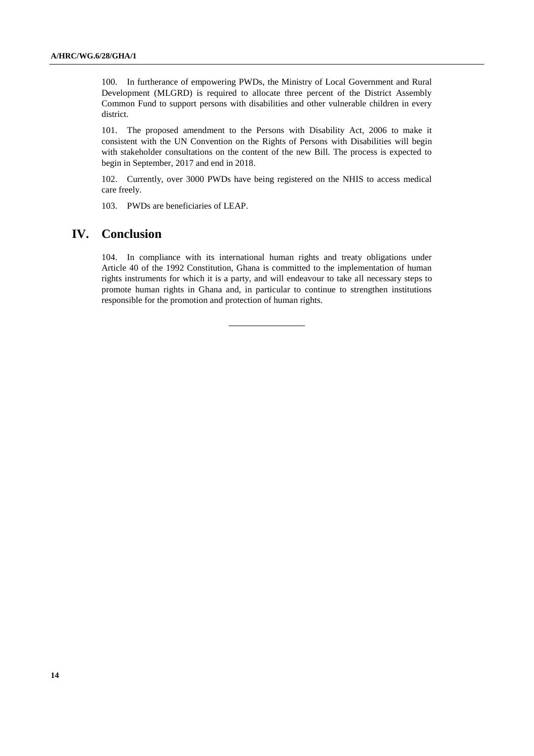100. In furtherance of empowering PWDs, the Ministry of Local Government and Rural Development (MLGRD) is required to allocate three percent of the District Assembly Common Fund to support persons with disabilities and other vulnerable children in every district.

101. The proposed amendment to the Persons with Disability Act, 2006 to make it consistent with the UN Convention on the Rights of Persons with Disabilities will begin with stakeholder consultations on the content of the new Bill. The process is expected to begin in September, 2017 and end in 2018.

102. Currently, over 3000 PWDs have being registered on the NHIS to access medical care freely.

103. PWDs are beneficiaries of LEAP.

# IV. Conclusion

104. In compliance with its international human rights and treaty obligations under Article 40 of the 1992 Constitution, Ghana is committed to the implementation of human rights instruments for which it is a party, and will endeavour to take all necessary steps to promote human rights in Ghana and, in particular to continue to strengthen institutions responsible for the promotion and protection of human rights.